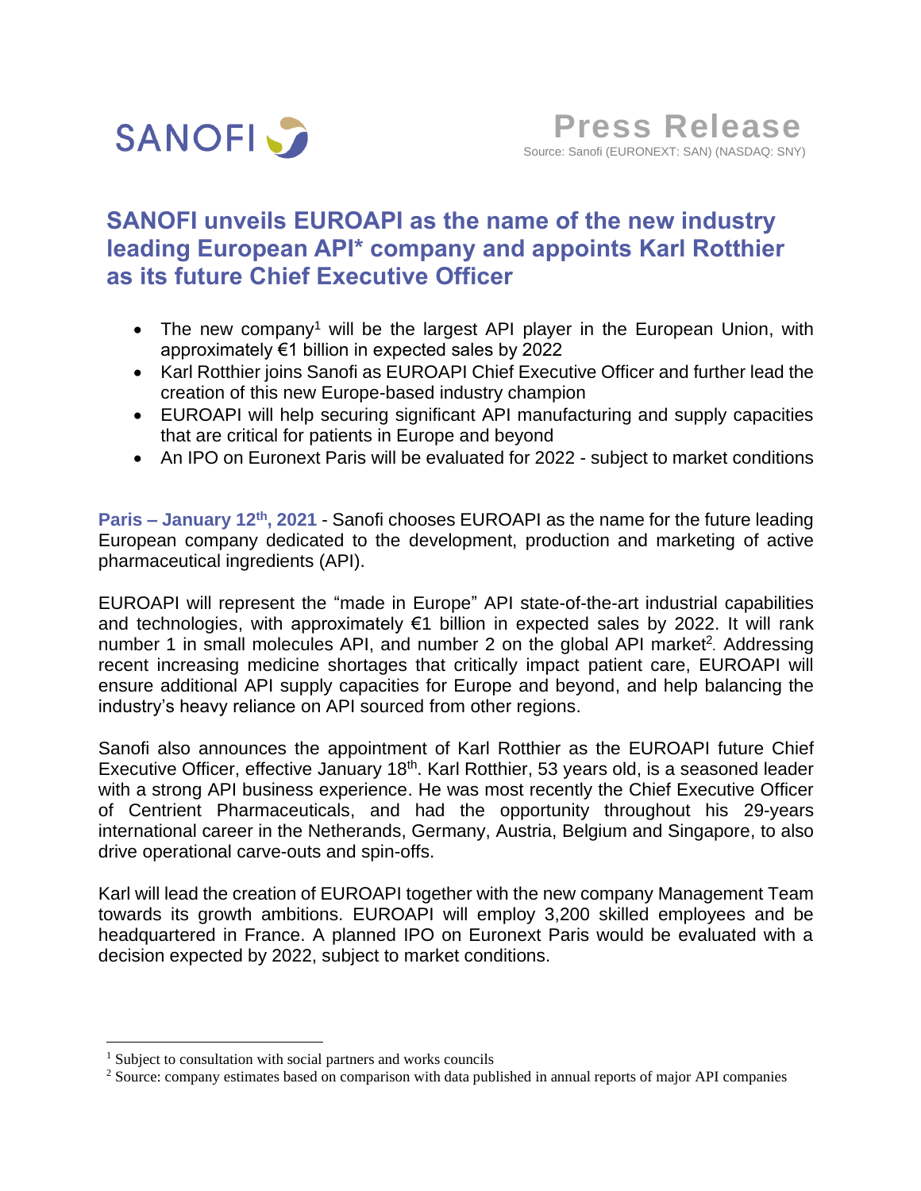SANOFI

**Press Release**

Source: Sanofi (EURONEXT: SAN) (NASDAQ: SNY)

# SANOFI unveils EUROAPI as the name of the new industry leading European API* company and appoints Karl Rotthier as its future Chief Executive Officer

- The new company[1] will be the largest API player in the European Union, with approximately €1 billion in expected sales by 2022
- Karl Rotthier joins Sanofi as EUROAPI Chief Executive Officer and further lead the creation of this new Europe-based industry champion
- EUROAPI will help securing significant API manufacturing and supply capacities that are critical for patients in Europe and beyond
- An IPO on Euronext Paris will be evaluated for 2022 - subject to market conditions

**Paris – January 12th, 2021** - Sanofi chooses EUROAPI as the name for the future leading European company dedicated to the development, production and marketing of active pharmaceutical ingredients (API).

EUROAPI will represent the "made in Europe" API state-of-the-art industrial capabilities and technologies, with approximately €1 billion in expected sales by 2022. It will rank number 1 in small molecules API, and number 2 on the global API market[2]. Addressing recent increasing medicine shortages that critically impact patient care, EUROAPI will ensure additional API supply capacities for Europe and beyond, and help balancing the industry's heavy reliance on API sourced from other regions.

Sanofi also announces the appointment of Karl Rotthier as the EUROAPI future Chief Executive Officer, effective January 18th. Karl Rotthier, 53 years old, is a seasoned leader with a strong API business experience. He was most recently the Chief Executive Officer of Centrient Pharmaceuticals, and had the opportunity throughout his 29-years international career in the Netherands, Germany, Austria, Belgium and Singapore, to also drive operational carve-outs and spin-offs.

Karl will lead the creation of EUROAPI together with the new company Management Team towards its growth ambitions. EUROAPI will employ 3,200 skilled employees and be headquartered in France. A planned IPO on Euronext Paris would be evaluated with a decision expected by 2022, subject to market conditions.

---

[1] Subject to consultation with social partners and works councils

[2] Source: company estimates based on comparison with data published in annual reports of major API companies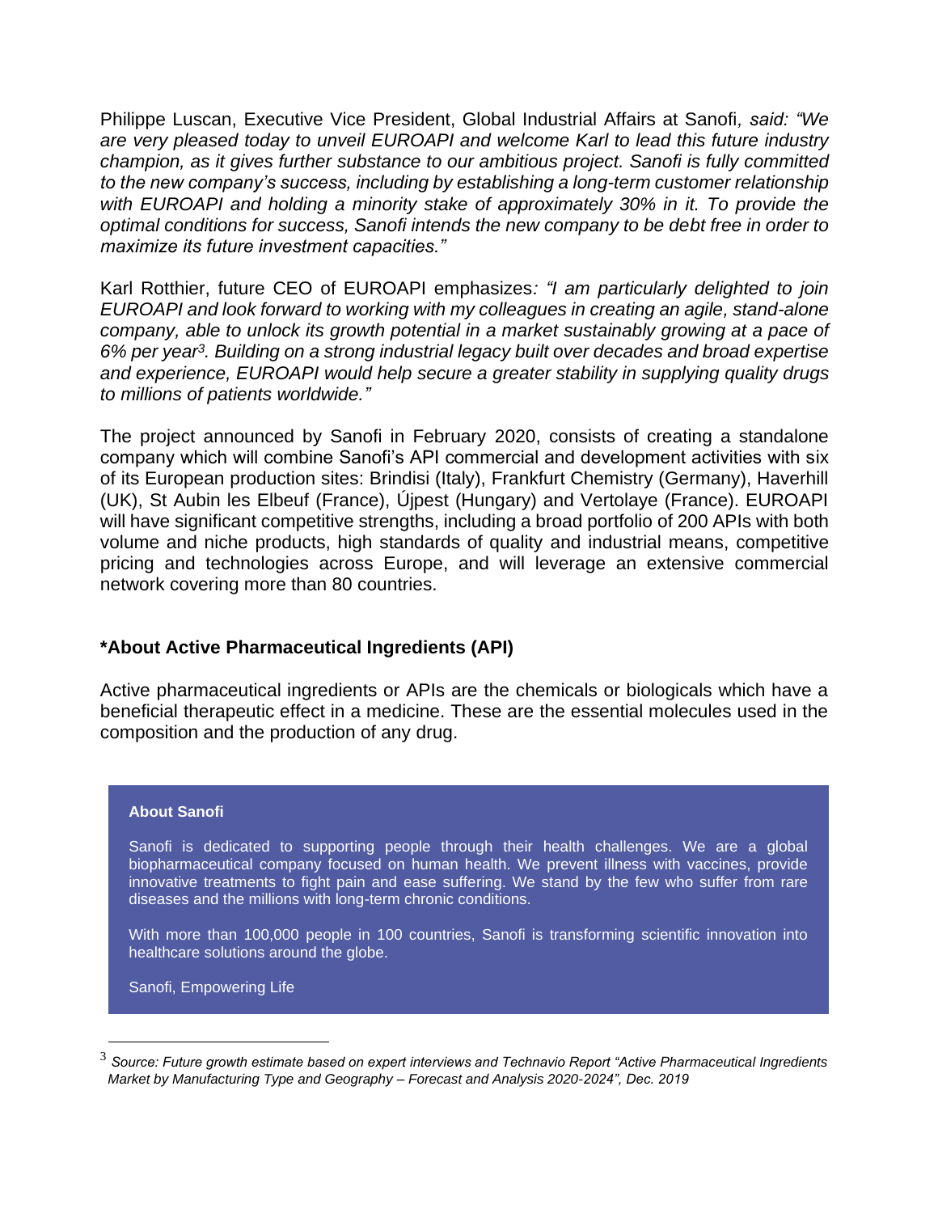Philippe Luscan, Executive Vice President, Global Industrial Affairs at Sanofi*, said: "We are very pleased today to unveil EUROAPI and welcome Karl to lead this future industry champion, as it gives further substance to our ambitious project. Sanofi is fully committed to the new company's success, including by establishing a long-term customer relationship with EUROAPI and holding a minority stake of approximately 30% in it. To provide the optimal conditions for success, Sanofi intends the new company to be debt free in order to maximize its future investment capacities."*

Karl Rotthier, future CEO of EUROAPI emphasizes*: "I am particularly delighted to join EUROAPI and look forward to working with my colleagues in creating an agile, stand-alone company, able to unlock its growth potential in a market sustainably growing at a pace of 6% per year*[3]*. Building on a strong industrial legacy built over decades and broad expertise and experience, EUROAPI would help secure a greater stability in supplying quality drugs to millions of patients worldwide."*

The project announced by Sanofi in February 2020, consists of creating a standalone company which will combine Sanofi's API commercial and development activities with six of its European production sites: Brindisi (Italy), Frankfurt Chemistry (Germany), Haverhill (UK), St Aubin les Elbeuf (France), Újpest (Hungary) and Vertolaye (France). EUROAPI will have significant competitive strengths, including a broad portfolio of 200 APIs with both volume and niche products, high standards of quality and industrial means, competitive pricing and technologies across Europe, and will leverage an extensive commercial network covering more than 80 countries.

## *About Active Pharmaceutical Ingredients (API)

Active pharmaceutical ingredients or APIs are the chemicals or biologicals which have a beneficial therapeutic effect in a medicine. These are the essential molecules used in the composition and the production of any drug.

**About Sanofi**

Sanofi is dedicated to supporting people through their health challenges. We are a global biopharmaceutical company focused on human health. We prevent illness with vaccines, provide innovative treatments to fight pain and ease suffering. We stand by the few who suffer from rare diseases and the millions with long-term chronic conditions.

With more than 100,000 people in 100 countries, Sanofi is transforming scientific innovation into healthcare solutions around the globe.

Sanofi, Empowering Life

---

[3] *Source: Future growth estimate based on expert interviews and Technavio Report "Active Pharmaceutical Ingredients Market by Manufacturing Type and Geography – Forecast and Analysis 2020-2024", Dec. 2019*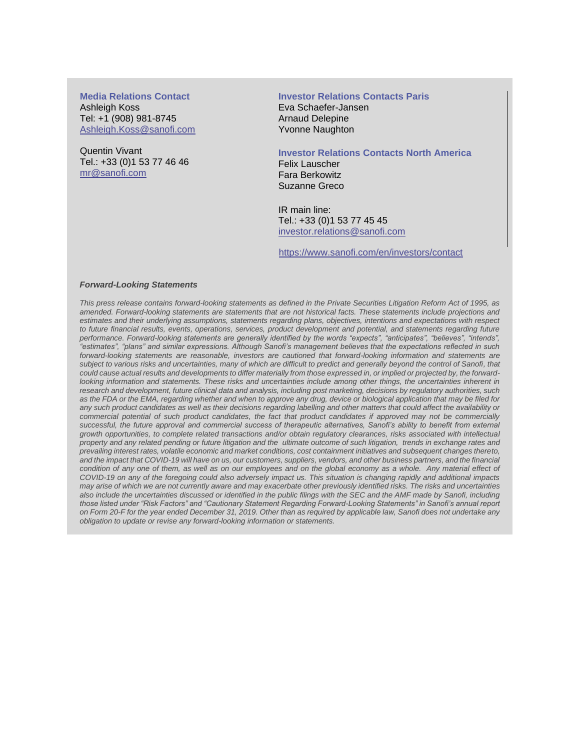**Media Relations Contact**
Ashleigh Koss
Tel: +1 (908) 981-8745
Ashleigh.Koss@sanofi.com

Quentin Vivant
Tel.: +33 (0)1 53 77 46 46
mr@sanofi.com

**Investor Relations Contacts Paris**
Eva Schaefer-Jansen
Arnaud Delepine
Yvonne Naughton

**Investor Relations Contacts North America**
Felix Lauscher
Fara Berkowitz
Suzanne Greco

IR main line:
Tel.: +33 (0)1 53 77 45 45
investor.relations@sanofi.com

https://www.sanofi.com/en/investors/contact

***Forward-Looking Statements***

*This press release contains forward-looking statements as defined in the Private Securities Litigation Reform Act of 1995, as amended. Forward-looking statements are statements that are not historical facts. These statements include projections and estimates and their underlying assumptions, statements regarding plans, objectives, intentions and expectations with respect to future financial results, events, operations, services, product development and potential, and statements regarding future performance. Forward-looking statements are generally identified by the words "expects", "anticipates", "believes", "intends", "estimates", "plans" and similar expressions. Although Sanofi's management believes that the expectations reflected in such forward-looking statements are reasonable, investors are cautioned that forward-looking information and statements are subject to various risks and uncertainties, many of which are difficult to predict and generally beyond the control of Sanofi, that could cause actual results and developments to differ materially from those expressed in, or implied or projected by, the forward-looking information and statements. These risks and uncertainties include among other things, the uncertainties inherent in research and development, future clinical data and analysis, including post marketing, decisions by regulatory authorities, such as the FDA or the EMA, regarding whether and when to approve any drug, device or biological application that may be filed for any such product candidates as well as their decisions regarding labelling and other matters that could affect the availability or commercial potential of such product candidates, the fact that product candidates if approved may not be commercially successful, the future approval and commercial success of therapeutic alternatives, Sanofi's ability to benefit from external growth opportunities, to complete related transactions and/or obtain regulatory clearances, risks associated with intellectual property and any related pending or future litigation and the ultimate outcome of such litigation, trends in exchange rates and prevailing interest rates, volatile economic and market conditions, cost containment initiatives and subsequent changes thereto, and the impact that COVID-19 will have on us, our customers, suppliers, vendors, and other business partners, and the financial condition of any one of them, as well as on our employees and on the global economy as a whole. Any material effect of COVID-19 on any of the foregoing could also adversely impact us. This situation is changing rapidly and additional impacts may arise of which we are not currently aware and may exacerbate other previously identified risks. The risks and uncertainties also include the uncertainties discussed or identified in the public filings with the SEC and the AMF made by Sanofi, including those listed under "Risk Factors" and "Cautionary Statement Regarding Forward-Looking Statements" in Sanofi's annual report on Form 20-F for the year ended December 31, 2019. Other than as required by applicable law, Sanofi does not undertake any obligation to update or revise any forward-looking information or statements.*